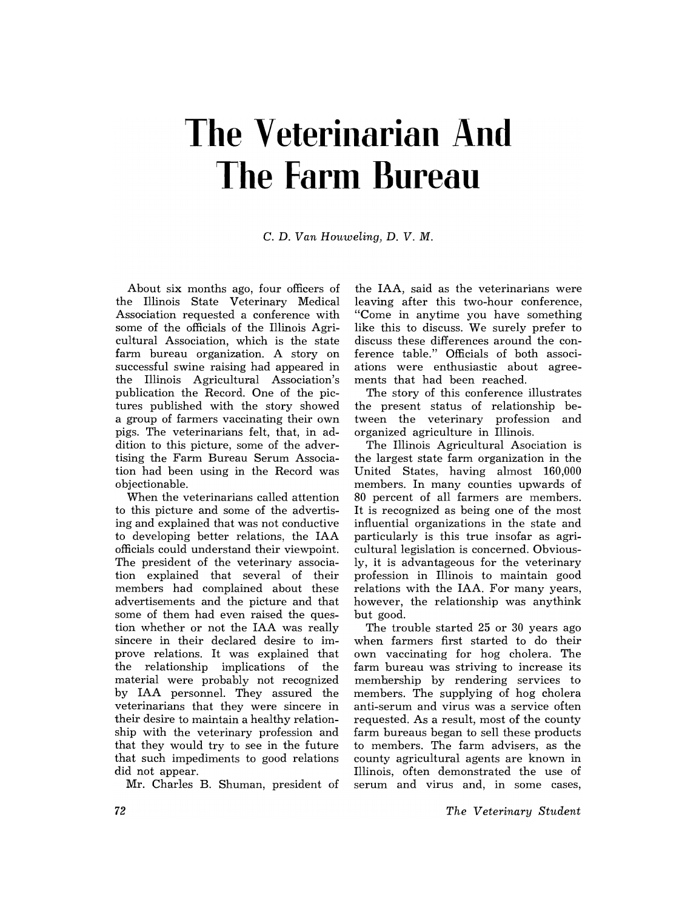# The Veterinarian And The Farm Bureau

*C. D. Van Houweling, D. V. M.*

About six months ago, four officers of the Illinois State Veterinary Medical Association requested a conference with some of the officials of the Illinois Agricultural Association, which is the state farm bureau organization. A story on successful swine raising had appeared in the Illinois Agricultural Association's publication the Record. One of the pictures published with the story showed a group of farmers vaccinating their own pigs. The veterinarians felt, that, in addition to this picture, some of the advertising the Farm Bureau Serum Association had been using in the Record was objectionable.

When the veterinarians called attention to this picture and some of the advertising and explained that was not conductive to developing better relations, the IAA officials could understand their viewpoint. The president of the veterinary association explained that several of their members had complained about these advertisements and the picture and that some of them had even raised the question whether or not the IAA was really sincere in their declared desire to improve relations. It was explained that the relationship implications of the material were probably not recognized by IAA personnel. They assured the veterinarians that they were sincere in their desire to maintain a healthy relationship with the veterinary profession and that they would try to see in the future that such impediments to good relations did not appear.

Mr. Charles B. Shuman, president of the IAA, said as the veterinarians were leaving after this two-hour conference, "Come in anytime you have something like this to discuss. We surely prefer to discuss these differences around the conference table." Officials of both associations were enthusiastic about agreements that had been reached.

The story of this conference illustrates the present status of relationship between the veterinary profession and organized agriculture in Illinois.

The Illinois Agricultural Asociation is the largest state farm organization in the United States, having almost 160,000 members. In many counties upwards of 80 percent of all farmers are members. It is recognized as being one of the most influential organizations in the state and particularly is this true insofar as agricultural legislation is concerned. Obviously, it is advantageous for the veterinary profession in Illinois to maintain good relations with the IAA. For many years, however, the relationship was anythink but good.

The trouble started 25 or 30 years ago when farmers first started to do their own vaccinating for hog cholera. The farm bureau was striving to increase its membership by rendering services to members. The supplying of hog cholera anti-serum and virus was a service often requested. As a result, most of the county farm bureaus began to sell these products to members. The farm advisers, as the county agricultural agents are known in Illinois, often demonstrated the use of serum and virus and, in some cases,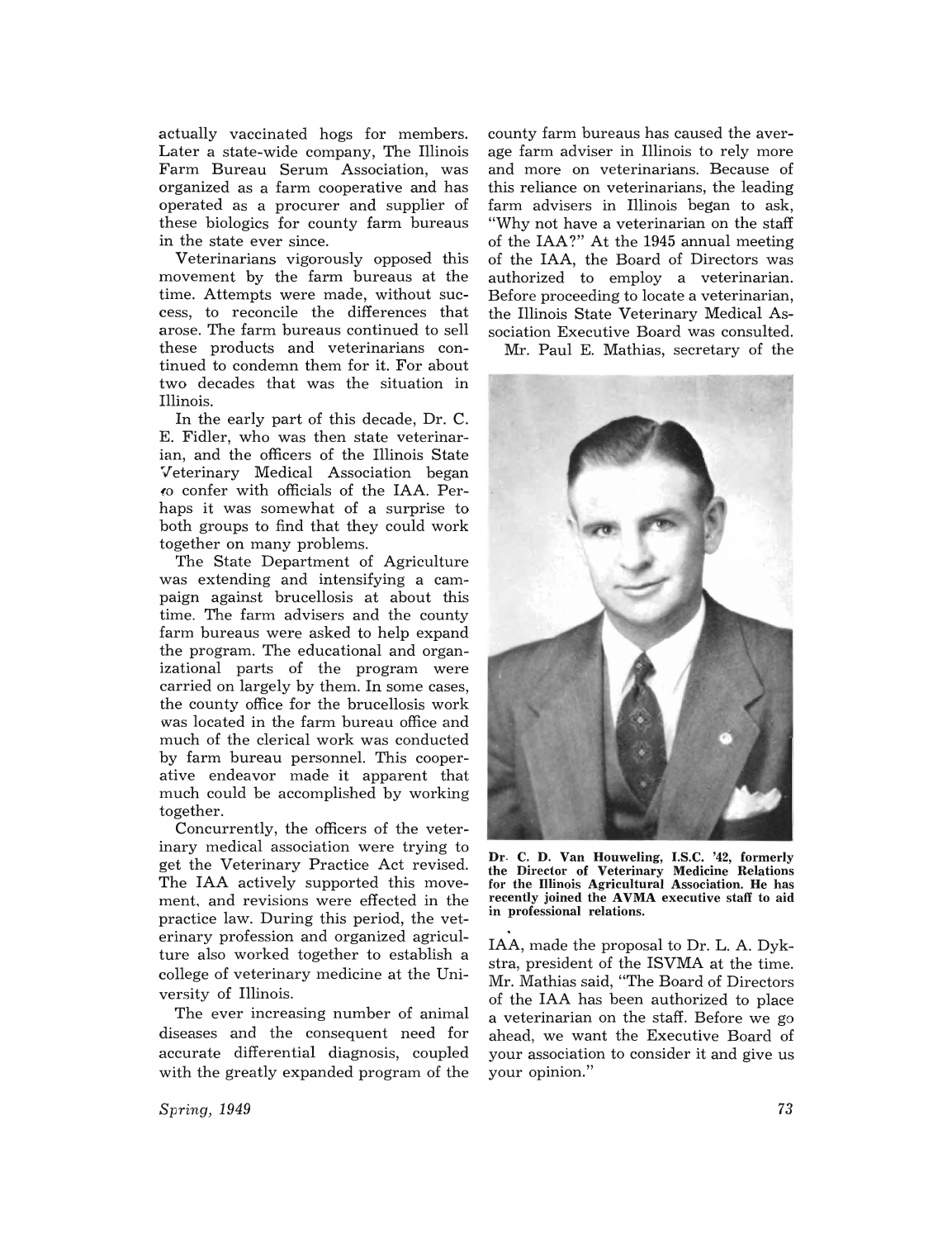actually vaccinated hogs for members. Later a state-wide company, The Illinois Farm Bureau Serum Association, was organized as a farm cooperative and has operated as a procurer and supplier of these biologics for county farm bureaus in the state ever since.

Veterinarians vigorously opposed this movement by the farm bureaus at the time. Attempts were made, without success, to reconcile the differences that arose. The farm bureaus continued to sell these products and veterinarians continued to condemn them for it. For about two decades that was the situation in Illinois.

In the early part of this decade, Dr. C. E. Fidler, who was then state veterinarian, and the officers of the Illinois State Veterinary Medical Association began to confer with officials of the IAA. Perhaps it was somewhat of a surprise to both groups to find that they could work together on many problems.

The State Department of Agriculture was extending and intensifying a campaign against brucellosis at about this time. The farm advisers and the county farm bureaus were asked to help expand the program. The educational and organizational parts of the program were carried on largely by them. In some cases, the county office for the brucellosis work was located in the farm bureau office and much of the clerical work was conducted by farm bureau personnel. This cooperative endeavor made it apparent that much could be accomplished by working together.

Concurrently, the officers of the veterinary medical association were trying to get the Veterinary Practice Act revised. The IAA actively supported this movement, and revisions were effected in the practice law. During this period, the veterinary profession and organized agriculture also worked together to establish a college of veterinary medicine at the University of Illinois.

The ever increasing number of animal diseases and the consequent need for accurate differential diagnosis, coupled with the greatly expanded program of the county farm bureaus has caused the average farm adviser in Illinois to rely more and more on veterinarians. Because of this reliance on veterinarians, the leading farm advisers in Illinois began to ask, "Why not have a veterinarian on the staff of the IAA?" At the 1945 annual meeting of the IAA, the Board of Directors was authorized to employ a veterinarian. Before proceeding to locate a veterinarian, the Illinois State Veterinary Medical Association Executive Board was consulted.

**Dr. C. D. Van Houweling, I.S.C. '42, formerly the Director of Veterinary Medicine Relations for the Illinois Agricultural Association. He has recently joined the AVMA executive staff to aid in professional relations.**

Mr. Paul E. Mathias, secretary of the IAA, made the proposal to Dr. L. A. Dykstra, president of the ISVMA at the time. Mr. Mathias said, "The Board of Directors of the IAA has been authorized to place a veterinarian on the staff. Before we go ahead, we want the Executive Board of your association to consider it and give us your opinion."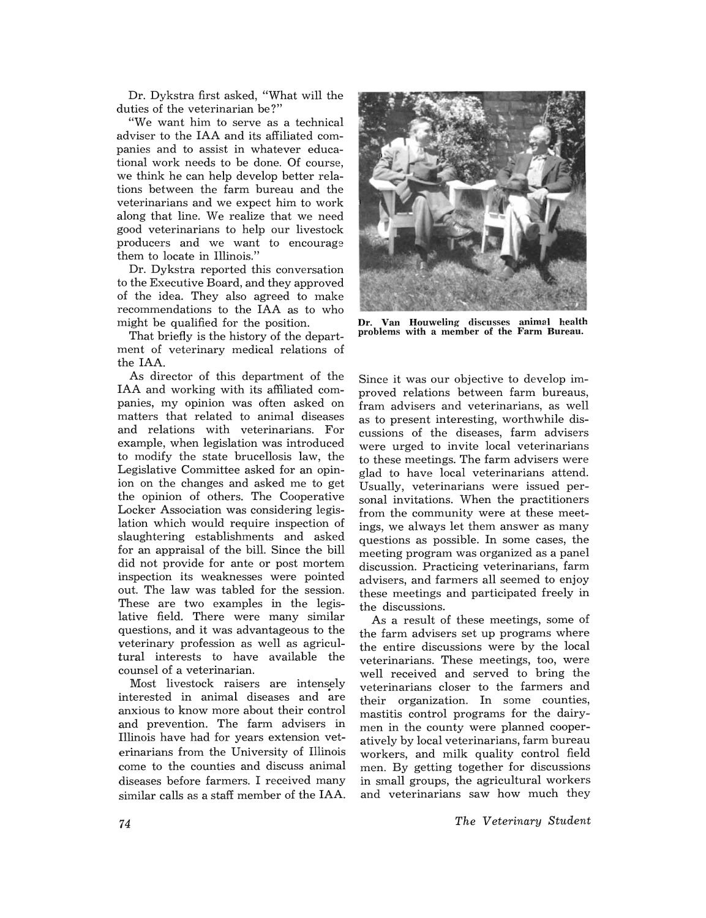Dr. Dykstra first asked, "What will the duties of the veterinarian be?"

"We want him to serve as a technical adviser to the IAA and its affiliated companies and to assist in whatever educational work needs to be done. Of course, we think he can help develop better relations between the farm bureau and the veterinarians and we expect him to work along that line. We realize that we need good veterinarians to help our livestock producers and we want to encourage them to locate in Illinois."

Dr. Dykstra reported this conversation to the Executive Board, and they approved of the idea. They also agreed to make recommendations to the IAA as to who might be qualified for the position.

That briefly is the history of the department of veterinary medical relations of the IAA.

As director of this department of the IAA and working with its affiliated companies, my opinion was often asked on matters that related to animal diseases and relations with veterinarians. For example, when legislation was introduced to modify the state brucellosis law, the Legislative Committee asked for an opinion on the changes and asked me to get the opinion of others. The Cooperative Locker Association was considering legislation which would require inspection of slaughtering establishments and asked for an appraisal of the bill. Since the bill did not provide for ante or post mortem inspection its weaknesses were pointed out. The law was tabled for the session. These are two examples in the legislative field. There were many similar questions, and it was advantageous to the veterinary profession as well as agricultural interests to have available the counsel of a veterinarian.

Most livestock raisers are intensely interested in animal diseases and are anxious to know more about their control and prevention. The farm advisers in Illinois have had for years extension veterinarians from the University of Illinois come to the counties and discuss animal diseases before farmers. I received many similar calls as a staff member of the IAA.

**Dr. Van Houweling discusses animal health problems with a member of the Farm Bureau.**

Since it was our objective to develop improved relations between farm bureaus, fram advisers and veterinarians, as well as to present interesting, worthwhile discussions of the diseases, farm advisers were urged to invite local veterinarians to these meetings. The farm advisers were glad to have local veterinarians attend. Usually, veterinarians were issued personal invitations. When the practitioners from the community were at these meetings, we always let them answer as many questions as possible. In some cases, the meeting program was organized as a panel discussion. Practicing veterinarians, farm advisers, and farmers all seemed to enjoy these meetings and participated freely in the discussions.

As a result of these meetings, some of the farm advisers set up programs where the entire discussions were by the local veterinarians. These meetings, too, were well received and served to bring the veterinarians closer to the farmers and their organization. In some counties, mastitis control programs for the dairymen in the county were planned cooperatively by local veterinarians, farm bureau workers, and milk quality control field men. By getting together for discussions in small groups, the agricultural workers and veterinarians saw how much they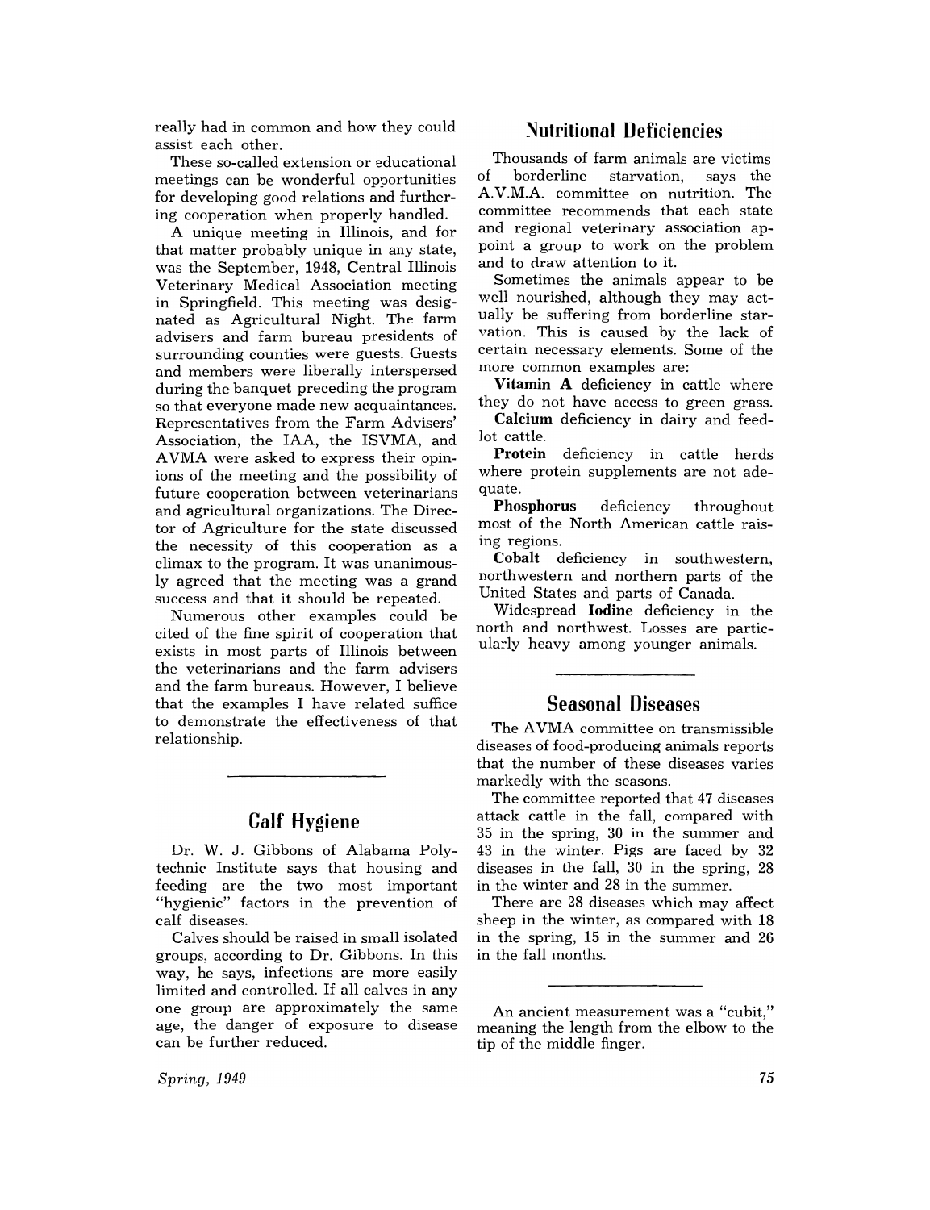really had in common and how they could assist each other.

These so-called extension or educational meetings can be wonderful opportunities for developing good relations and furthering cooperation when properly handled.

A unique meeting in Illinois, and for that matter probably unique in any state, was the September, 1948, Central Illinois Veterinary Medical Association meeting in Springfield. This meeting was designated as Agricultural Night. The farm advisers and farm bureau presidents of surrounding counties were guests. Guests and members were liberally interspersed during the banquet preceding the program so that everyone made new acquaintances. Representatives from the Farm Advisers' Association, the IAA, the ISVMA, and AVMA were asked to express their opinions of the meeting and the possibility of future cooperation between veterinarians and agricultural organizations. The Director of Agriculture for the state discussed the necessity of this cooperation as a climax to the program. It was unanimously agreed that the meeting was a grand success and that it should be repeated.

Numerous other examples could be cited of the fine spirit of cooperation that exists in most parts of Illinois between the veterinarians and the farm advisers and the farm bureaus. However, I believe that the examples I have related suffice to demonstrate the effectiveness of that relationship.

---

## Calf Hygiene

Dr. W. J. Gibbons of Alabama Polytechnic Institute says that housing and feeding are the two most important "hygienic" factors in the prevention of calf diseases.

Calves should be raised in small isolated groups, according to Dr. Gibbons. In this way, he says, infections are more easily limited and controlled. If all calves in any one group are approximately the same age, the danger of exposure to disease can be further reduced.

## Nutritional Deficiencies

Thousands of farm animals are victims of borderline starvation, says the A.V.M.A. committee on nutrition. The committee recommends that each state and regional veterinary association appoint a group to work on the problem and to draw attention to it.

Sometimes the animals appear to be well nourished, although they may actually be suffering from borderline starvation. This is caused by the lack of certain necessary elements. Some of the more common examples are:

**Vitamin A** deficiency in cattle where they do not have access to green grass.

**Calcium** deficiency in dairy and feedlot cattle.

**Protein** deficiency in cattle herds where protein supplements are not adequate.

**Phosphorus** deficiency throughout most of the North American cattle raising regions.

**Cobalt** deficiency in southwestern, northwestern and northern parts of the United States and parts of Canada.

Widespread **Iodine** deficiency in the north and northwest. Losses are particularly heavy among younger animals.

---

## Seasonal Diseases

The AVMA committee on transmissible diseases of food-producing animals reports that the number of these diseases varies markedly with the seasons.

The committee reported that 47 diseases attack cattle in the fall, compared with 35 in the spring, 30 in the summer and 43 in the winter. Pigs are faced by 32 diseases in the fall, 30 in the spring, 28 in the winter and 28 in the summer.

There are 28 diseases which may affect sheep in the winter, as compared with 18 in the spring, 15 in the summer and 26 in the fall months.

---

An ancient measurement was a "cubit," meaning the length from the elbow to the tip of the middle finger.